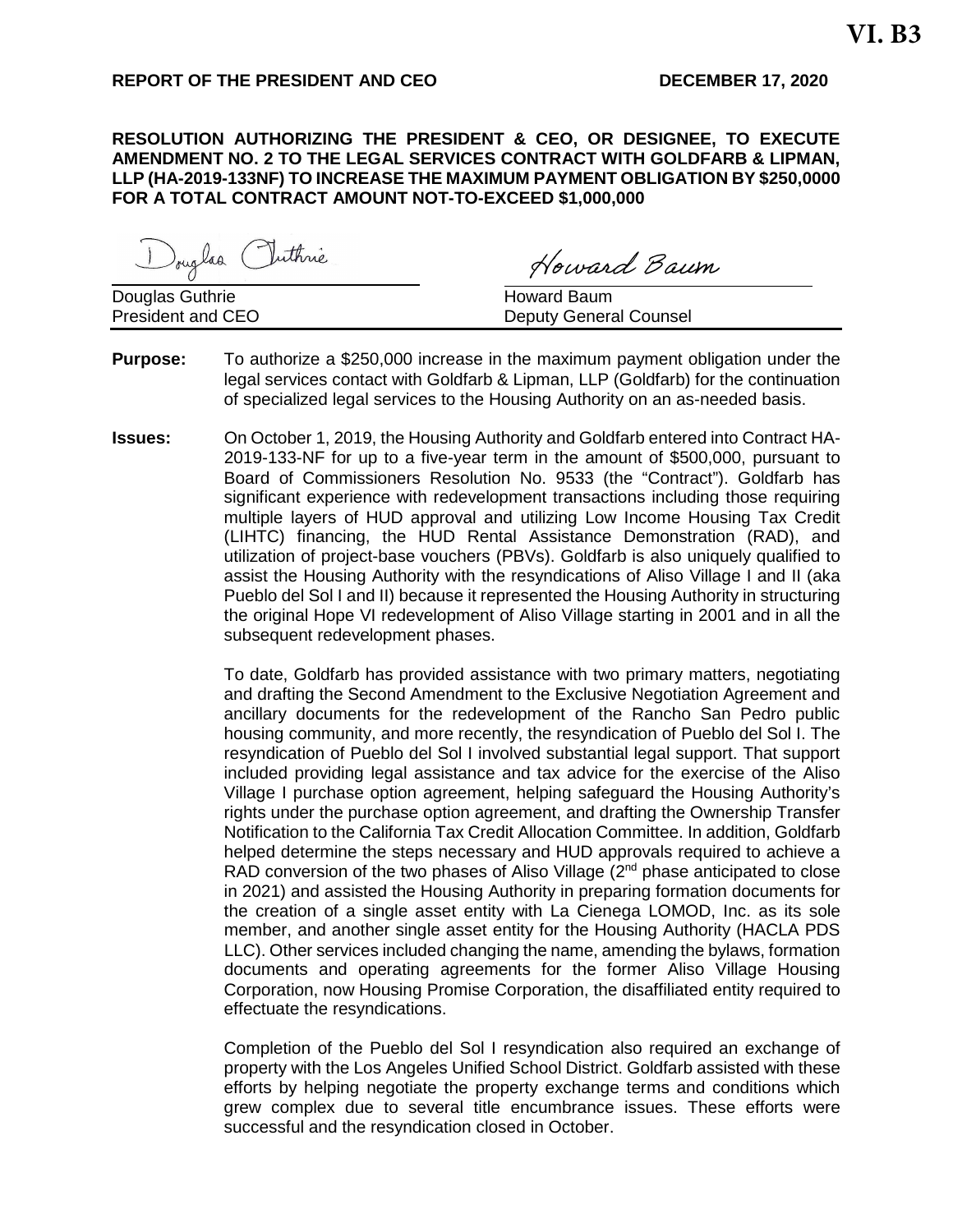VI. B3

**REPORT OF THE PRESIDENT AND CEO** **DECEMBER 17, 2020**

**RESOLUTION AUTHORIZING THE PRESIDENT & CEO, OR DESIGNEE, TO EXECUTE AMENDMENT NO. 2 TO THE LEGAL SERVICES CONTRACT WITH GOLDFARB & LIPMAN, LLP (HA-2019-133NF) TO INCREASE THE MAXIMUM PAYMENT OBLIGATION BY $250,0000 FOR A TOTAL CONTRACT AMOUNT NOT-TO-EXCEED $1,000,000**

Douglas Guthrie
President and CEO

Howard Baum
Deputy General Counsel

**Purpose:** To authorize a $250,000 increase in the maximum payment obligation under the legal services contact with Goldfarb & Lipman, LLP (Goldfarb) for the continuation of specialized legal services to the Housing Authority on an as-needed basis.

**Issues:** On October 1, 2019, the Housing Authority and Goldfarb entered into Contract HA-2019-133-NF for up to a five-year term in the amount of $500,000, pursuant to Board of Commissioners Resolution No. 9533 (the "Contract"). Goldfarb has significant experience with redevelopment transactions including those requiring multiple layers of HUD approval and utilizing Low Income Housing Tax Credit (LIHTC) financing, the HUD Rental Assistance Demonstration (RAD), and utilization of project-base vouchers (PBVs). Goldfarb is also uniquely qualified to assist the Housing Authority with the resyndications of Aliso Village I and II (aka Pueblo del Sol I and II) because it represented the Housing Authority in structuring the original Hope VI redevelopment of Aliso Village starting in 2001 and in all the subsequent redevelopment phases.

To date, Goldfarb has provided assistance with two primary matters, negotiating and drafting the Second Amendment to the Exclusive Negotiation Agreement and ancillary documents for the redevelopment of the Rancho San Pedro public housing community, and more recently, the resyndication of Pueblo del Sol I. The resyndication of Pueblo del Sol I involved substantial legal support. That support included providing legal assistance and tax advice for the exercise of the Aliso Village I purchase option agreement, helping safeguard the Housing Authority's rights under the purchase option agreement, and drafting the Ownership Transfer Notification to the California Tax Credit Allocation Committee. In addition, Goldfarb helped determine the steps necessary and HUD approvals required to achieve a RAD conversion of the two phases of Aliso Village (2nd phase anticipated to close in 2021) and assisted the Housing Authority in preparing formation documents for the creation of a single asset entity with La Cienega LOMOD, Inc. as its sole member, and another single asset entity for the Housing Authority (HACLA PDS LLC). Other services included changing the name, amending the bylaws, formation documents and operating agreements for the former Aliso Village Housing Corporation, now Housing Promise Corporation, the disaffiliated entity required to effectuate the resyndications.

Completion of the Pueblo del Sol I resyndication also required an exchange of property with the Los Angeles Unified School District. Goldfarb assisted with these efforts by helping negotiate the property exchange terms and conditions which grew complex due to several title encumbrance issues. These efforts were successful and the resyndication closed in October.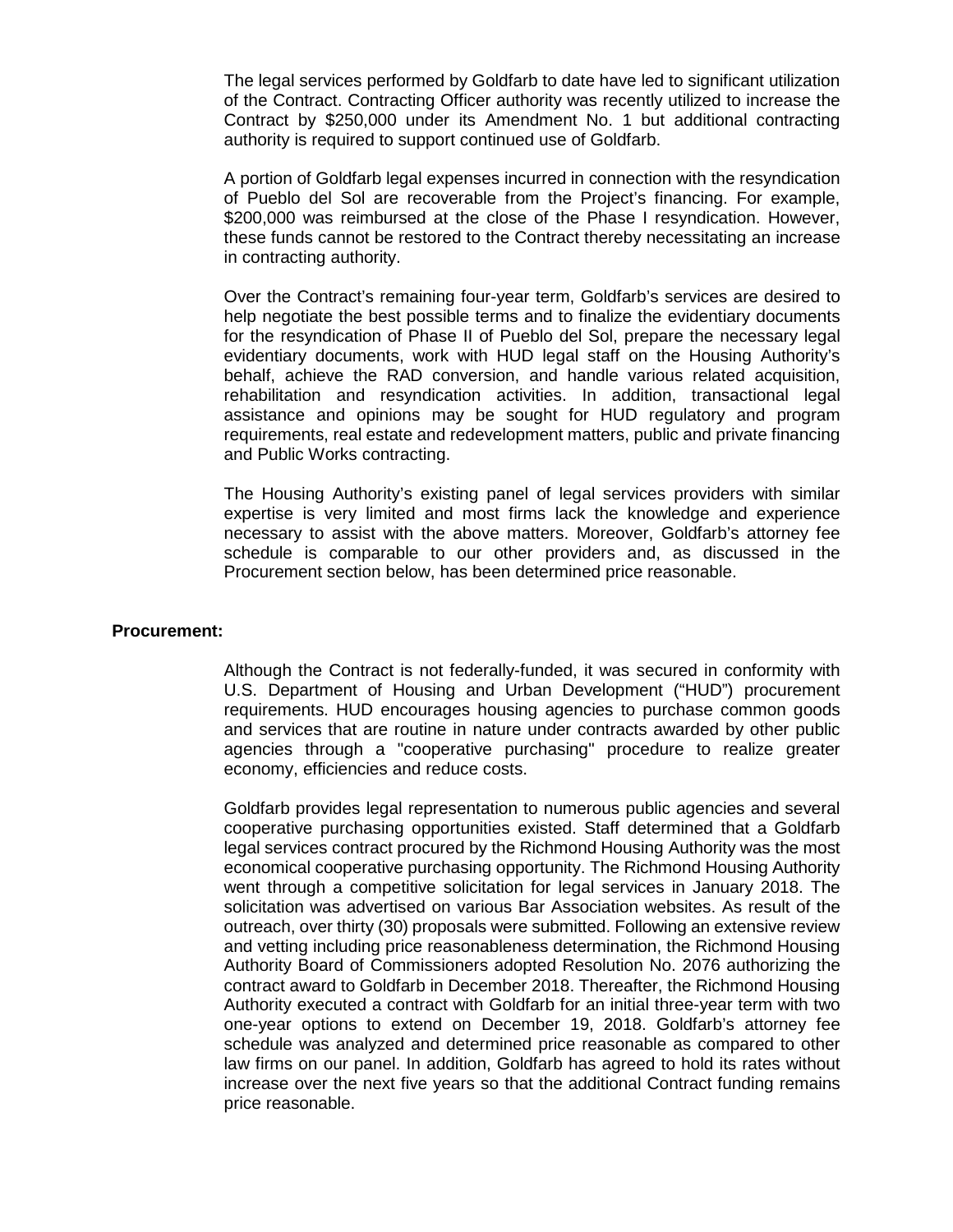The legal services performed by Goldfarb to date have led to significant utilization of the Contract. Contracting Officer authority was recently utilized to increase the Contract by $250,000 under its Amendment No. 1 but additional contracting authority is required to support continued use of Goldfarb.

A portion of Goldfarb legal expenses incurred in connection with the resyndication of Pueblo del Sol are recoverable from the Project's financing. For example, $200,000 was reimbursed at the close of the Phase I resyndication. However, these funds cannot be restored to the Contract thereby necessitating an increase in contracting authority.

Over the Contract's remaining four-year term, Goldfarb's services are desired to help negotiate the best possible terms and to finalize the evidentiary documents for the resyndication of Phase II of Pueblo del Sol, prepare the necessary legal evidentiary documents, work with HUD legal staff on the Housing Authority's behalf, achieve the RAD conversion, and handle various related acquisition, rehabilitation and resyndication activities. In addition, transactional legal assistance and opinions may be sought for HUD regulatory and program requirements, real estate and redevelopment matters, public and private financing and Public Works contracting.

The Housing Authority's existing panel of legal services providers with similar expertise is very limited and most firms lack the knowledge and experience necessary to assist with the above matters. Moreover, Goldfarb's attorney fee schedule is comparable to our other providers and, as discussed in the Procurement section below, has been determined price reasonable.

**Procurement:**

Although the Contract is not federally-funded, it was secured in conformity with U.S. Department of Housing and Urban Development ("HUD") procurement requirements. HUD encourages housing agencies to purchase common goods and services that are routine in nature under contracts awarded by other public agencies through a "cooperative purchasing" procedure to realize greater economy, efficiencies and reduce costs.

Goldfarb provides legal representation to numerous public agencies and several cooperative purchasing opportunities existed. Staff determined that a Goldfarb legal services contract procured by the Richmond Housing Authority was the most economical cooperative purchasing opportunity. The Richmond Housing Authority went through a competitive solicitation for legal services in January 2018. The solicitation was advertised on various Bar Association websites. As result of the outreach, over thirty (30) proposals were submitted. Following an extensive review and vetting including price reasonableness determination, the Richmond Housing Authority Board of Commissioners adopted Resolution No. 2076 authorizing the contract award to Goldfarb in December 2018. Thereafter, the Richmond Housing Authority executed a contract with Goldfarb for an initial three-year term with two one-year options to extend on December 19, 2018. Goldfarb's attorney fee schedule was analyzed and determined price reasonable as compared to other law firms on our panel. In addition, Goldfarb has agreed to hold its rates without increase over the next five years so that the additional Contract funding remains price reasonable.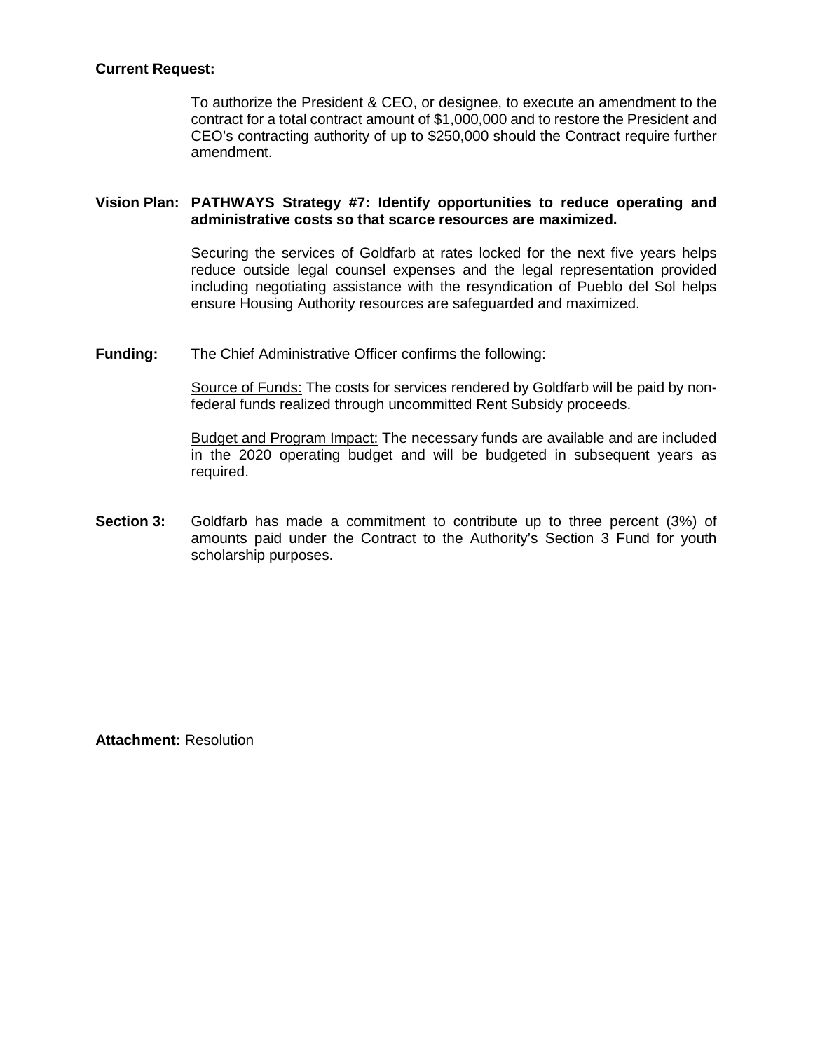**Current Request:**

To authorize the President & CEO, or designee, to execute an amendment to the contract for a total contract amount of $1,000,000 and to restore the President and CEO's contracting authority of up to $250,000 should the Contract require further amendment.

**Vision Plan: PATHWAYS Strategy #7: Identify opportunities to reduce operating and administrative costs so that scarce resources are maximized.**

Securing the services of Goldfarb at rates locked for the next five years helps reduce outside legal counsel expenses and the legal representation provided including negotiating assistance with the resyndication of Pueblo del Sol helps ensure Housing Authority resources are safeguarded and maximized.

**Funding:** The Chief Administrative Officer confirms the following:

Source of Funds: The costs for services rendered by Goldfarb will be paid by non-federal funds realized through uncommitted Rent Subsidy proceeds.

Budget and Program Impact: The necessary funds are available and are included in the 2020 operating budget and will be budgeted in subsequent years as required.

**Section 3:** Goldfarb has made a commitment to contribute up to three percent (3%) of amounts paid under the Contract to the Authority's Section 3 Fund for youth scholarship purposes.

**Attachment:** Resolution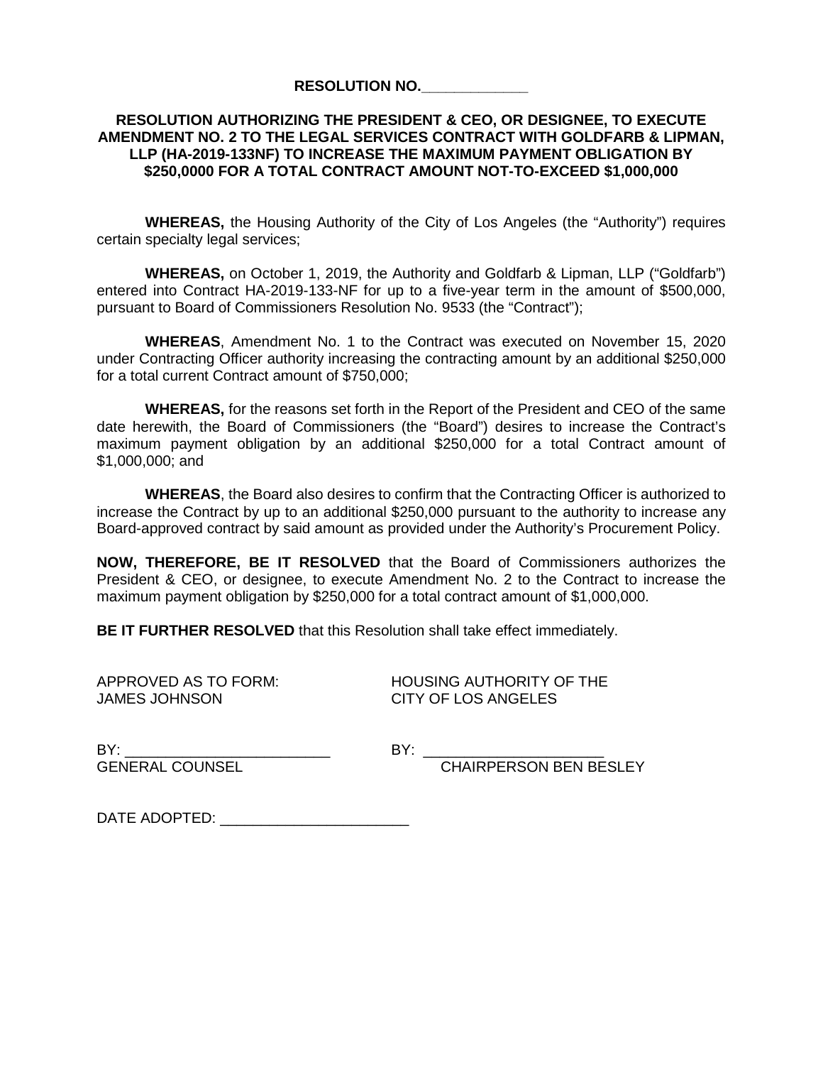**RESOLUTION NO.____________**

**RESOLUTION AUTHORIZING THE PRESIDENT & CEO, OR DESIGNEE, TO EXECUTE AMENDMENT NO. 2 TO THE LEGAL SERVICES CONTRACT WITH GOLDFARB & LIPMAN, LLP (HA-2019-133NF) TO INCREASE THE MAXIMUM PAYMENT OBLIGATION BY $250,0000 FOR A TOTAL CONTRACT AMOUNT NOT-TO-EXCEED $1,000,000**

**WHEREAS,** the Housing Authority of the City of Los Angeles (the "Authority") requires certain specialty legal services;

**WHEREAS,** on October 1, 2019, the Authority and Goldfarb & Lipman, LLP ("Goldfarb") entered into Contract HA-2019-133-NF for up to a five-year term in the amount of $500,000, pursuant to Board of Commissioners Resolution No. 9533 (the "Contract");

**WHEREAS**, Amendment No. 1 to the Contract was executed on November 15, 2020 under Contracting Officer authority increasing the contracting amount by an additional $250,000 for a total current Contract amount of $750,000;

**WHEREAS,** for the reasons set forth in the Report of the President and CEO of the same date herewith, the Board of Commissioners (the "Board") desires to increase the Contract's maximum payment obligation by an additional $250,000 for a total Contract amount of $1,000,000; and

**WHEREAS**, the Board also desires to confirm that the Contracting Officer is authorized to increase the Contract by up to an additional $250,000 pursuant to the authority to increase any Board-approved contract by said amount as provided under the Authority's Procurement Policy.

**NOW, THEREFORE, BE IT RESOLVED** that the Board of Commissioners authorizes the President & CEO, or designee, to execute Amendment No. 2 to the Contract to increase the maximum payment obligation by $250,000 for a total contract amount of $1,000,000.

**BE IT FURTHER RESOLVED** that this Resolution shall take effect immediately.

APPROVED AS TO FORM:
JAMES JOHNSON

BY: _________________________
GENERAL COUNSEL

HOUSING AUTHORITY OF THE
CITY OF LOS ANGELES

BY: ______________________
CHAIRPERSON BEN BESLEY

DATE ADOPTED: ______________________